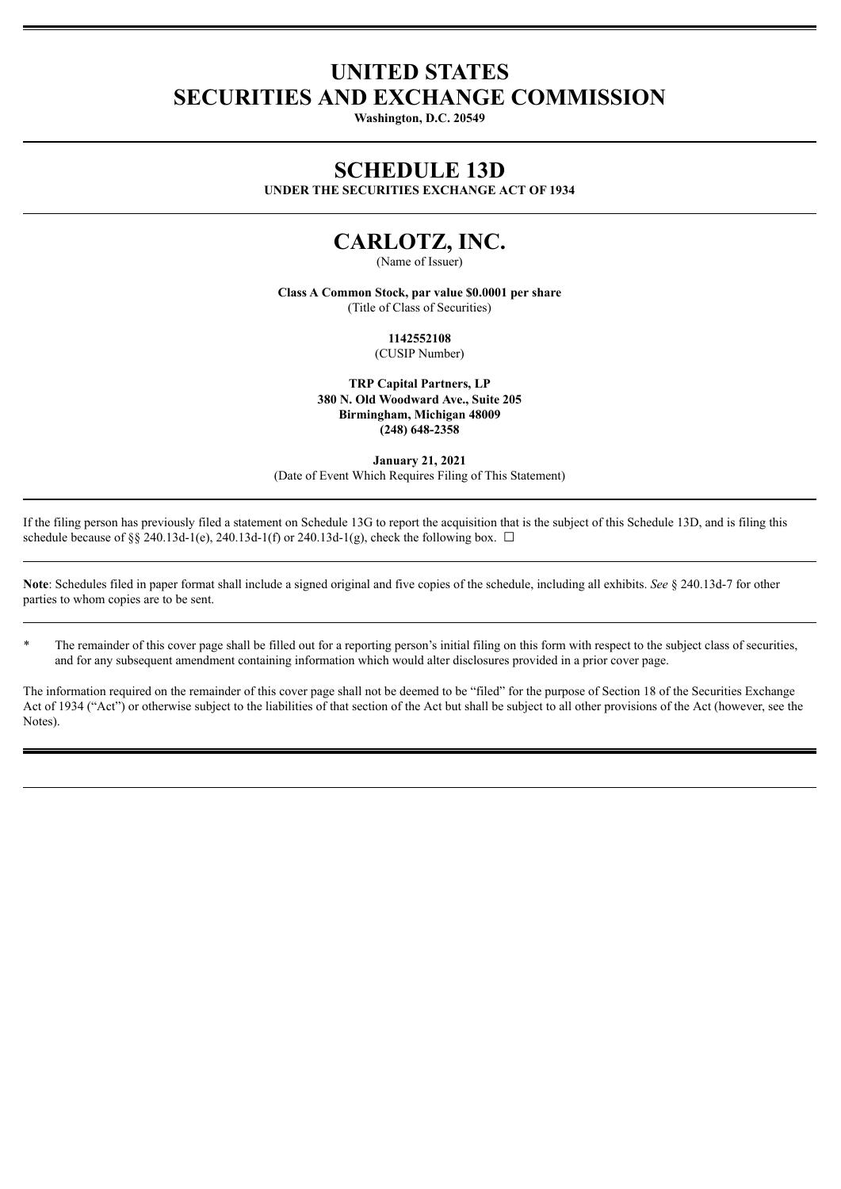# UNITED STATES
# SECURITIES AND EXCHANGE COMMISSION

**Washington, D.C. 20549**

## SCHEDULE 13D

**UNDER THE SECURITIES EXCHANGE ACT OF 1934**

## CARLOTZ, INC.

(Name of Issuer)

**Class A Common Stock, par value $0.0001 per share**
(Title of Class of Securities)

**1142552108**
(CUSIP Number)

**TRP Capital Partners, LP**
**380 N. Old Woodward Ave., Suite 205**
**Birmingham, Michigan 48009**
**(248) 648-2358**

**January 21, 2021**
(Date of Event Which Requires Filing of This Statement)

If the filing person has previously filed a statement on Schedule 13G to report the acquisition that is the subject of this Schedule 13D, and is filing this schedule because of §§ 240.13d-1(e), 240.13d-1(f) or 240.13d-1(g), check the following box. ☐

**Note**: Schedules filed in paper format shall include a signed original and five copies of the schedule, including all exhibits. *See* § 240.13d-7 for other parties to whom copies are to be sent.

\* The remainder of this cover page shall be filled out for a reporting person's initial filing on this form with respect to the subject class of securities, and for any subsequent amendment containing information which would alter disclosures provided in a prior cover page.

The information required on the remainder of this cover page shall not be deemed to be "filed" for the purpose of Section 18 of the Securities Exchange Act of 1934 ("Act") or otherwise subject to the liabilities of that section of the Act but shall be subject to all other provisions of the Act (however, see the Notes).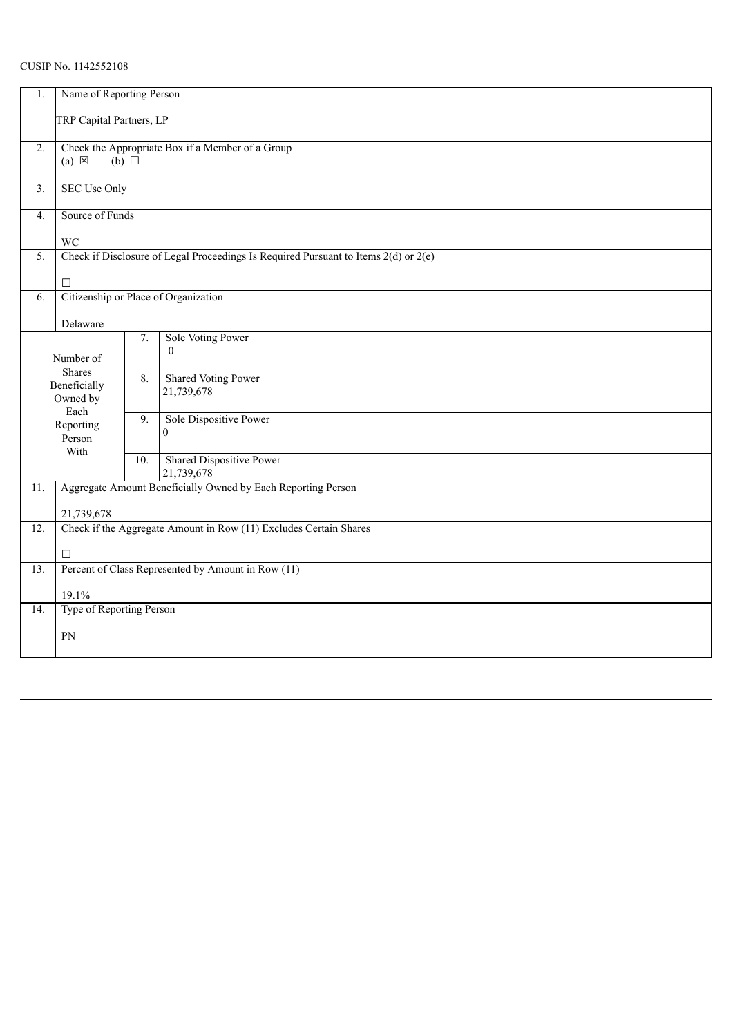CUSIP No. 1142552108

| 1. | Name of Reporting Person<br><br>TRP Capital Partners, LP | | |
|---|---|---|---|
| 2. | Check the Appropriate Box if a Member of a Group<br>(a) ☒ (b) ☐ | | |
| 3. | SEC Use Only | | |
| 4. | Source of Funds<br><br>WC | | |
| 5. | Check if Disclosure of Legal Proceedings Is Required Pursuant to Items 2(d) or 2(e)<br><br>☐ | | |
| 6. | Citizenship or Place of Organization<br><br>Delaware | | |
| Number of Shares Beneficially Owned by Each Reporting Person With | | 7. | Sole Voting Power<br>0 |
| | | 8. | Shared Voting Power<br>21,739,678 |
| | | 9. | Sole Dispositive Power<br>0 |
| | | 10. | Shared Dispositive Power<br>21,739,678 |
| 11. | Aggregate Amount Beneficially Owned by Each Reporting Person<br><br>21,739,678 | | |
| 12. | Check if the Aggregate Amount in Row (11) Excludes Certain Shares<br><br>☐ | | |
| 13. | Percent of Class Represented by Amount in Row (11)<br><br>19.1% | | |
| 14. | Type of Reporting Person<br><br>PN | | |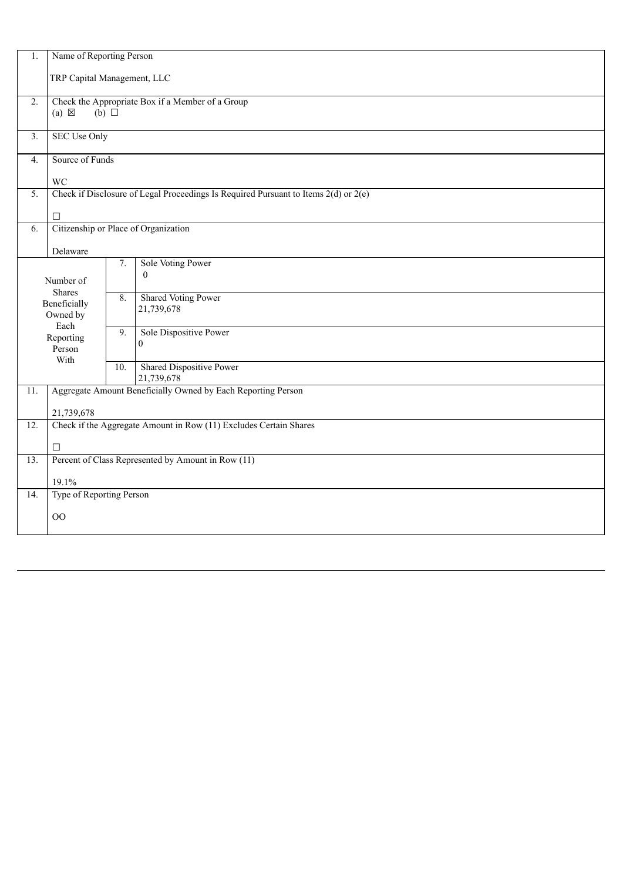| 1. | Name of Reporting Person<br><br>TRP Capital Management, LLC | | |
|---|---|---|---|
| 2. | Check the Appropriate Box if a Member of a Group<br>(a) ☒ (b) ☐ | | |
| 3. | SEC Use Only | | |
| 4. | Source of Funds<br><br>WC | | |
| 5. | Check if Disclosure of Legal Proceedings Is Required Pursuant to Items 2(d) or 2(e)<br><br>☐ | | |
| 6. | Citizenship or Place of Organization<br><br>Delaware | | |
| Number of Shares Beneficially Owned by Each Reporting Person With | | 7. | Sole Voting Power<br>0 |
| | | 8. | Shared Voting Power<br>21,739,678 |
| | | 9. | Sole Dispositive Power<br>0 |
| | | 10. | Shared Dispositive Power<br>21,739,678 |
| 11. | Aggregate Amount Beneficially Owned by Each Reporting Person<br><br>21,739,678 | | |
| 12. | Check if the Aggregate Amount in Row (11) Excludes Certain Shares<br><br>☐ | | |
| 13. | Percent of Class Represented by Amount in Row (11)<br><br>19.1% | | |
| 14. | Type of Reporting Person<br><br>OO | | |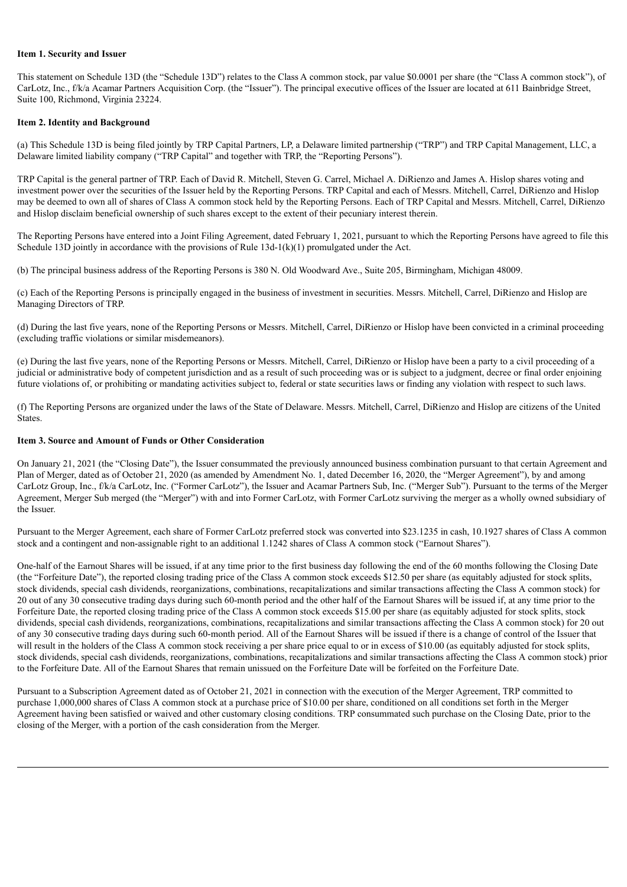**Item 1. Security and Issuer**

This statement on Schedule 13D (the "Schedule 13D") relates to the Class A common stock, par value $0.0001 per share (the "Class A common stock"), of CarLotz, Inc., f/k/a Acamar Partners Acquisition Corp. (the "Issuer"). The principal executive offices of the Issuer are located at 611 Bainbridge Street, Suite 100, Richmond, Virginia 23224.

**Item 2. Identity and Background**

(a) This Schedule 13D is being filed jointly by TRP Capital Partners, LP, a Delaware limited partnership ("TRP") and TRP Capital Management, LLC, a Delaware limited liability company ("TRP Capital" and together with TRP, the "Reporting Persons").

TRP Capital is the general partner of TRP. Each of David R. Mitchell, Steven G. Carrel, Michael A. DiRienzo and James A. Hislop shares voting and investment power over the securities of the Issuer held by the Reporting Persons. TRP Capital and each of Messrs. Mitchell, Carrel, DiRienzo and Hislop may be deemed to own all of shares of Class A common stock held by the Reporting Persons. Each of TRP Capital and Messrs. Mitchell, Carrel, DiRienzo and Hislop disclaim beneficial ownership of such shares except to the extent of their pecuniary interest therein.

The Reporting Persons have entered into a Joint Filing Agreement, dated February 1, 2021, pursuant to which the Reporting Persons have agreed to file this Schedule 13D jointly in accordance with the provisions of Rule 13d-1(k)(1) promulgated under the Act.

(b) The principal business address of the Reporting Persons is 380 N. Old Woodward Ave., Suite 205, Birmingham, Michigan 48009.

(c) Each of the Reporting Persons is principally engaged in the business of investment in securities. Messrs. Mitchell, Carrel, DiRienzo and Hislop are Managing Directors of TRP.

(d) During the last five years, none of the Reporting Persons or Messrs. Mitchell, Carrel, DiRienzo or Hislop have been convicted in a criminal proceeding (excluding traffic violations or similar misdemeanors).

(e) During the last five years, none of the Reporting Persons or Messrs. Mitchell, Carrel, DiRienzo or Hislop have been a party to a civil proceeding of a judicial or administrative body of competent jurisdiction and as a result of such proceeding was or is subject to a judgment, decree or final order enjoining future violations of, or prohibiting or mandating activities subject to, federal or state securities laws or finding any violation with respect to such laws.

(f) The Reporting Persons are organized under the laws of the State of Delaware. Messrs. Mitchell, Carrel, DiRienzo and Hislop are citizens of the United States.

**Item 3. Source and Amount of Funds or Other Consideration**

On January 21, 2021 (the "Closing Date"), the Issuer consummated the previously announced business combination pursuant to that certain Agreement and Plan of Merger, dated as of October 21, 2020 (as amended by Amendment No. 1, dated December 16, 2020, the "Merger Agreement"), by and among CarLotz Group, Inc., f/k/a CarLotz, Inc. ("Former CarLotz"), the Issuer and Acamar Partners Sub, Inc. ("Merger Sub"). Pursuant to the terms of the Merger Agreement, Merger Sub merged (the "Merger") with and into Former CarLotz, with Former CarLotz surviving the merger as a wholly owned subsidiary of the Issuer.

Pursuant to the Merger Agreement, each share of Former CarLotz preferred stock was converted into $23.1235 in cash, 10.1927 shares of Class A common stock and a contingent and non-assignable right to an additional 1.1242 shares of Class A common stock ("Earnout Shares").

One-half of the Earnout Shares will be issued, if at any time prior to the first business day following the end of the 60 months following the Closing Date (the "Forfeiture Date"), the reported closing trading price of the Class A common stock exceeds $12.50 per share (as equitably adjusted for stock splits, stock dividends, special cash dividends, reorganizations, combinations, recapitalizations and similar transactions affecting the Class A common stock) for 20 out of any 30 consecutive trading days during such 60-month period and the other half of the Earnout Shares will be issued if, at any time prior to the Forfeiture Date, the reported closing trading price of the Class A common stock exceeds $15.00 per share (as equitably adjusted for stock splits, stock dividends, special cash dividends, reorganizations, combinations, recapitalizations and similar transactions affecting the Class A common stock) for 20 out of any 30 consecutive trading days during such 60-month period. All of the Earnout Shares will be issued if there is a change of control of the Issuer that will result in the holders of the Class A common stock receiving a per share price equal to or in excess of $10.00 (as equitably adjusted for stock splits, stock dividends, special cash dividends, reorganizations, combinations, recapitalizations and similar transactions affecting the Class A common stock) prior to the Forfeiture Date. All of the Earnout Shares that remain unissued on the Forfeiture Date will be forfeited on the Forfeiture Date.

Pursuant to a Subscription Agreement dated as of October 21, 2021 in connection with the execution of the Merger Agreement, TRP committed to purchase 1,000,000 shares of Class A common stock at a purchase price of $10.00 per share, conditioned on all conditions set forth in the Merger Agreement having been satisfied or waived and other customary closing conditions. TRP consummated such purchase on the Closing Date, prior to the closing of the Merger, with a portion of the cash consideration from the Merger.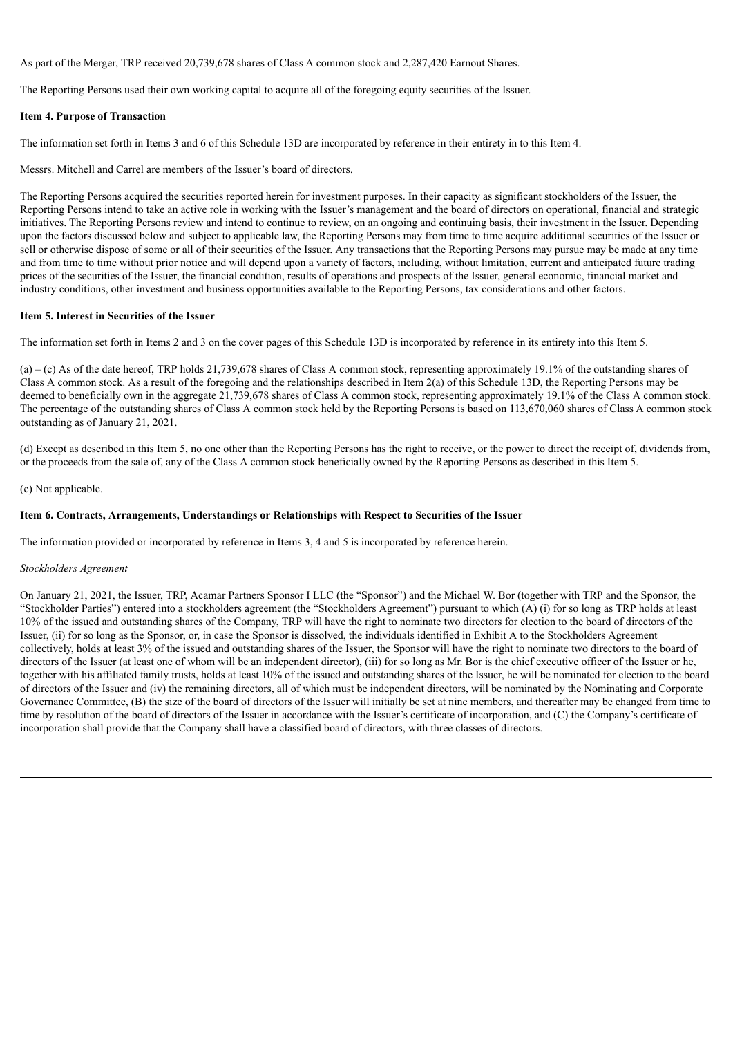As part of the Merger, TRP received 20,739,678 shares of Class A common stock and 2,287,420 Earnout Shares.

The Reporting Persons used their own working capital to acquire all of the foregoing equity securities of the Issuer.

**Item 4. Purpose of Transaction**

The information set forth in Items 3 and 6 of this Schedule 13D are incorporated by reference in their entirety in to this Item 4.

Messrs. Mitchell and Carrel are members of the Issuer's board of directors.

The Reporting Persons acquired the securities reported herein for investment purposes. In their capacity as significant stockholders of the Issuer, the Reporting Persons intend to take an active role in working with the Issuer's management and the board of directors on operational, financial and strategic initiatives. The Reporting Persons review and intend to continue to review, on an ongoing and continuing basis, their investment in the Issuer. Depending upon the factors discussed below and subject to applicable law, the Reporting Persons may from time to time acquire additional securities of the Issuer or sell or otherwise dispose of some or all of their securities of the Issuer. Any transactions that the Reporting Persons may pursue may be made at any time and from time to time without prior notice and will depend upon a variety of factors, including, without limitation, current and anticipated future trading prices of the securities of the Issuer, the financial condition, results of operations and prospects of the Issuer, general economic, financial market and industry conditions, other investment and business opportunities available to the Reporting Persons, tax considerations and other factors.

**Item 5. Interest in Securities of the Issuer**

The information set forth in Items 2 and 3 on the cover pages of this Schedule 13D is incorporated by reference in its entirety into this Item 5.

(a) – (c) As of the date hereof, TRP holds 21,739,678 shares of Class A common stock, representing approximately 19.1% of the outstanding shares of Class A common stock. As a result of the foregoing and the relationships described in Item 2(a) of this Schedule 13D, the Reporting Persons may be deemed to beneficially own in the aggregate 21,739,678 shares of Class A common stock, representing approximately 19.1% of the Class A common stock. The percentage of the outstanding shares of Class A common stock held by the Reporting Persons is based on 113,670,060 shares of Class A common stock outstanding as of January 21, 2021.

(d) Except as described in this Item 5, no one other than the Reporting Persons has the right to receive, or the power to direct the receipt of, dividends from, or the proceeds from the sale of, any of the Class A common stock beneficially owned by the Reporting Persons as described in this Item 5.

(e) Not applicable.

**Item 6. Contracts, Arrangements, Understandings or Relationships with Respect to Securities of the Issuer**

The information provided or incorporated by reference in Items 3, 4 and 5 is incorporated by reference herein.

*Stockholders Agreement*

On January 21, 2021, the Issuer, TRP, Acamar Partners Sponsor I LLC (the "Sponsor") and the Michael W. Bor (together with TRP and the Sponsor, the "Stockholder Parties") entered into a stockholders agreement (the "Stockholders Agreement") pursuant to which (A) (i) for so long as TRP holds at least 10% of the issued and outstanding shares of the Company, TRP will have the right to nominate two directors for election to the board of directors of the Issuer, (ii) for so long as the Sponsor, or, in case the Sponsor is dissolved, the individuals identified in Exhibit A to the Stockholders Agreement collectively, holds at least 3% of the issued and outstanding shares of the Issuer, the Sponsor will have the right to nominate two directors to the board of directors of the Issuer (at least one of whom will be an independent director), (iii) for so long as Mr. Bor is the chief executive officer of the Issuer or he, together with his affiliated family trusts, holds at least 10% of the issued and outstanding shares of the Issuer, he will be nominated for election to the board of directors of the Issuer and (iv) the remaining directors, all of which must be independent directors, will be nominated by the Nominating and Corporate Governance Committee, (B) the size of the board of directors of the Issuer will initially be set at nine members, and thereafter may be changed from time to time by resolution of the board of directors of the Issuer in accordance with the Issuer's certificate of incorporation, and (C) the Company's certificate of incorporation shall provide that the Company shall have a classified board of directors, with three classes of directors.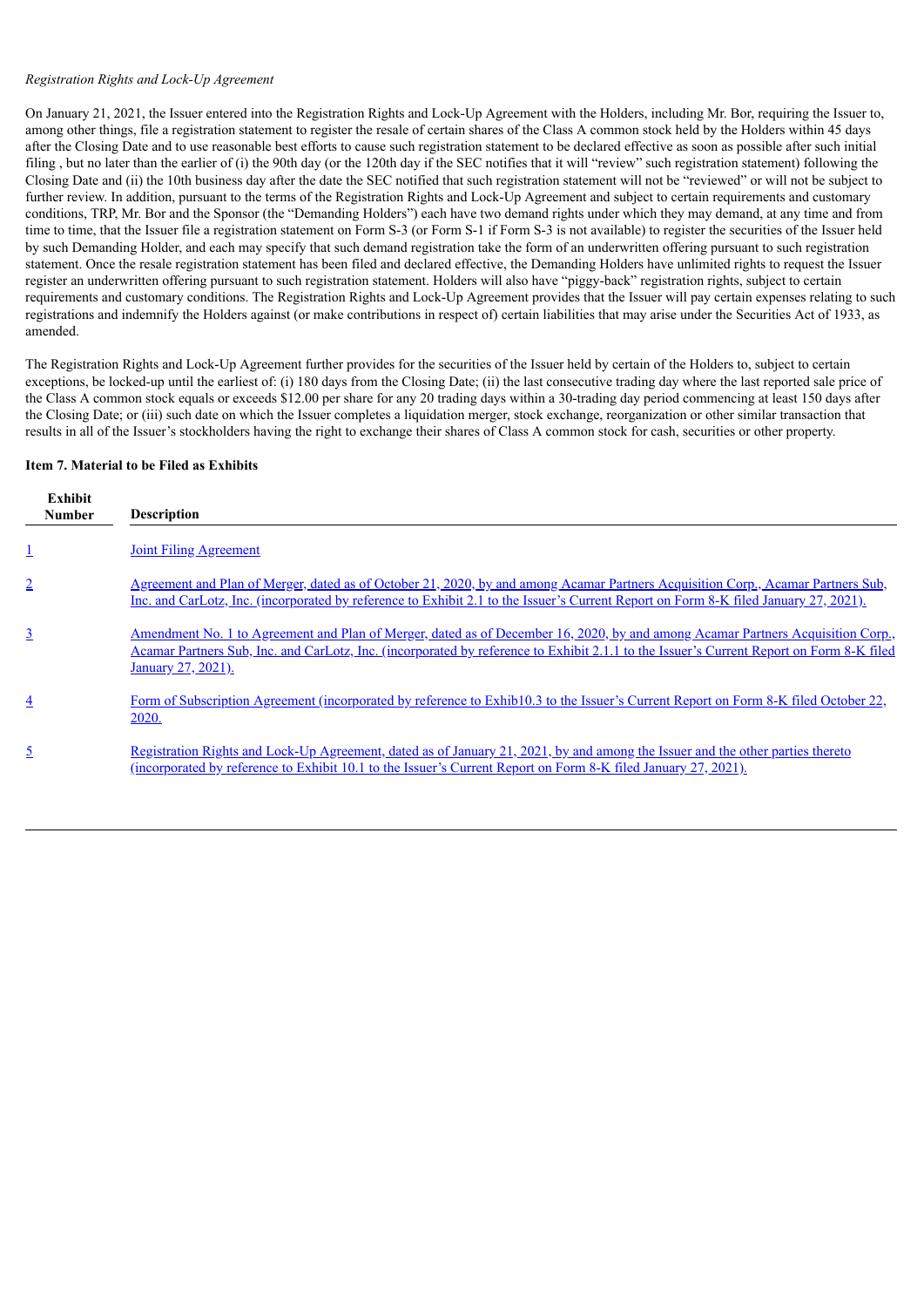*Registration Rights and Lock-Up Agreement*

On January 21, 2021, the Issuer entered into the Registration Rights and Lock-Up Agreement with the Holders, including Mr. Bor, requiring the Issuer to, among other things, file a registration statement to register the resale of certain shares of the Class A common stock held by the Holders within 45 days after the Closing Date and to use reasonable best efforts to cause such registration statement to be declared effective as soon as possible after such initial filing , but no later than the earlier of (i) the 90th day (or the 120th day if the SEC notifies that it will "review" such registration statement) following the Closing Date and (ii) the 10th business day after the date the SEC notified that such registration statement will not be "reviewed" or will not be subject to further review. In addition, pursuant to the terms of the Registration Rights and Lock-Up Agreement and subject to certain requirements and customary conditions, TRP, Mr. Bor and the Sponsor (the "Demanding Holders") each have two demand rights under which they may demand, at any time and from time to time, that the Issuer file a registration statement on Form S-3 (or Form S-1 if Form S-3 is not available) to register the securities of the Issuer held by such Demanding Holder, and each may specify that such demand registration take the form of an underwritten offering pursuant to such registration statement. Once the resale registration statement has been filed and declared effective, the Demanding Holders have unlimited rights to request the Issuer register an underwritten offering pursuant to such registration statement. Holders will also have "piggy-back" registration rights, subject to certain requirements and customary conditions. The Registration Rights and Lock-Up Agreement provides that the Issuer will pay certain expenses relating to such registrations and indemnify the Holders against (or make contributions in respect of) certain liabilities that may arise under the Securities Act of 1933, as amended.

The Registration Rights and Lock-Up Agreement further provides for the securities of the Issuer held by certain of the Holders to, subject to certain exceptions, be locked-up until the earliest of: (i) 180 days from the Closing Date; (ii) the last consecutive trading day where the last reported sale price of the Class A common stock equals or exceeds $12.00 per share for any 20 trading days within a 30-trading day period commencing at least 150 days after the Closing Date; or (iii) such date on which the Issuer completes a liquidation merger, stock exchange, reorganization or other similar transaction that results in all of the Issuer's stockholders having the right to exchange their shares of Class A common stock for cash, securities or other property.

**Item 7. Material to be Filed as Exhibits**

| Exhibit Number | Description |
|---|---|
| 1 | Joint Filing Agreement |
| 2 | Agreement and Plan of Merger, dated as of October 21, 2020, by and among Acamar Partners Acquisition Corp., Acamar Partners Sub, Inc. and CarLotz, Inc. (incorporated by reference to Exhibit 2.1 to the Issuer's Current Report on Form 8-K filed January 27, 2021). |
| 3 | Amendment No. 1 to Agreement and Plan of Merger, dated as of December 16, 2020, by and among Acamar Partners Acquisition Corp., Acamar Partners Sub, Inc. and CarLotz, Inc. (incorporated by reference to Exhibit 2.1.1 to the Issuer's Current Report on Form 8-K filed January 27, 2021). |
| 4 | Form of Subscription Agreement (incorporated by reference to Exhib10.3 to the Issuer's Current Report on Form 8-K filed October 22, 2020. |
| 5 | Registration Rights and Lock-Up Agreement, dated as of January 21, 2021, by and among the Issuer and the other parties thereto (incorporated by reference to Exhibit 10.1 to the Issuer's Current Report on Form 8-K filed January 27, 2021). |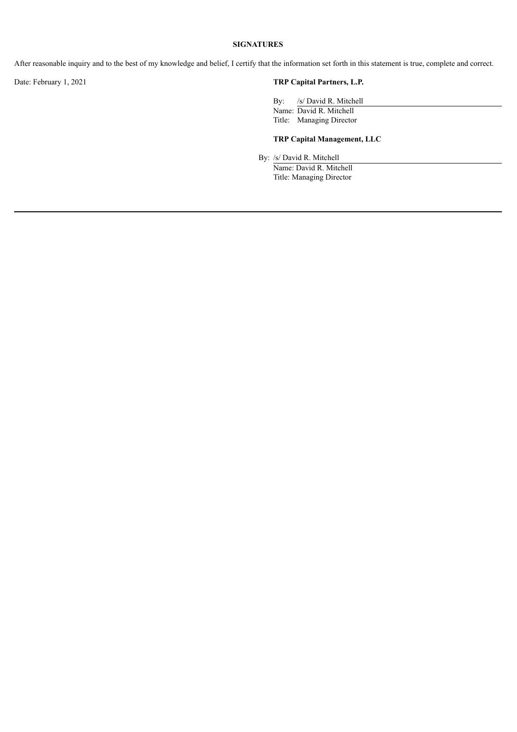**SIGNATURES**

After reasonable inquiry and to the best of my knowledge and belief, I certify that the information set forth in this statement is true, complete and correct.

Date: February 1, 2021

**TRP Capital Partners, L.P.**

By: /s/ David R. Mitchell
Name: David R. Mitchell
Title: Managing Director

**TRP Capital Management, LLC**

By: /s/ David R. Mitchell
Name: David R. Mitchell
Title: Managing Director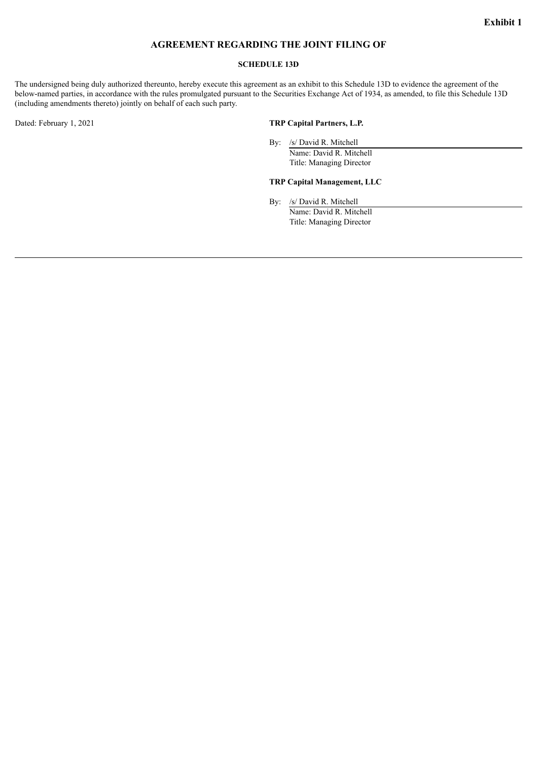**Exhibit 1**

# AGREEMENT REGARDING THE JOINT FILING OF

## SCHEDULE 13D

The undersigned being duly authorized thereunto, hereby execute this agreement as an exhibit to this Schedule 13D to evidence the agreement of the below-named parties, in accordance with the rules promulgated pursuant to the Securities Exchange Act of 1934, as amended, to file this Schedule 13D (including amendments thereto) jointly on behalf of each such party.

Dated: February 1, 2021

**TRP Capital Partners, L.P.**

By: /s/ David R. Mitchell
Name: David R. Mitchell
Title: Managing Director

**TRP Capital Management, LLC**

By: /s/ David R. Mitchell
Name: David R. Mitchell
Title: Managing Director